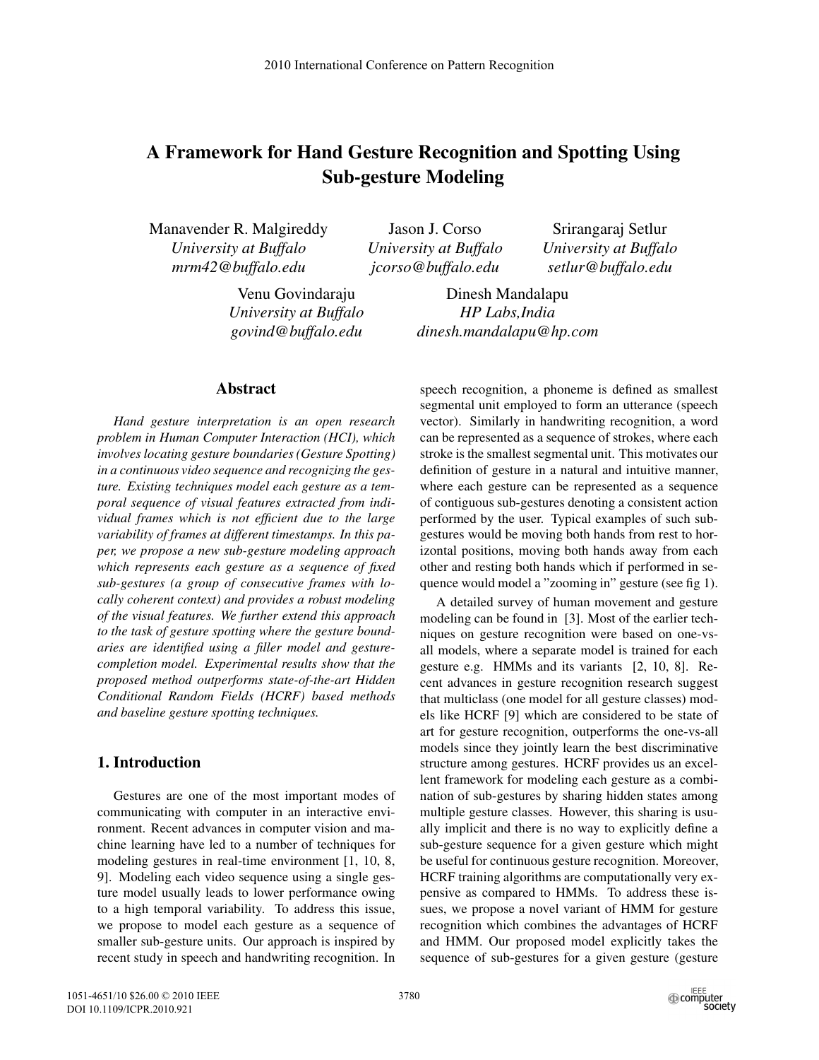# A Framework for Hand Gesture Recognition and Spotting Using Sub-gesture Modeling

Manavender R. Malgireddy
*University at Buffalo*
*mrm42@buffalo.edu*

Jason J. Corso
*University at Buffalo*
*jcorso@buffalo.edu*

Srirangaraj Setlur
*University at Buffalo*
*setlur@buffalo.edu*

Venu Govindaraju
*University at Buffalo*
*govind@buffalo.edu*

Dinesh Mandalapu
*HP Labs,India*
*dinesh.mandalapu@hp.com*

## Abstract

*Hand gesture interpretation is an open research problem in Human Computer Interaction (HCI), which involves locating gesture boundaries (Gesture Spotting) in a continuous video sequence and recognizing the gesture. Existing techniques model each gesture as a temporal sequence of visual features extracted from individual frames which is not efficient due to the large variability of frames at different timestamps. In this paper, we propose a new sub-gesture modeling approach which represents each gesture as a sequence of fixed sub-gestures (a group of consecutive frames with locally coherent context) and provides a robust modeling of the visual features. We further extend this approach to the task of gesture spotting where the gesture boundaries are identified using a filler model and gesture-completion model. Experimental results show that the proposed method outperforms state-of-the-art Hidden Conditional Random Fields (HCRF) based methods and baseline gesture spotting techniques.*

## 1. Introduction

Gestures are one of the most important modes of communicating with computer in an interactive environment. Recent advances in computer vision and machine learning have led to a number of techniques for modeling gestures in real-time environment [1, 10, 8, 9]. Modeling each video sequence using a single gesture model usually leads to lower performance owing to a high temporal variability. To address this issue, we propose to model each gesture as a sequence of smaller sub-gesture units. Our approach is inspired by recent study in speech and handwriting recognition. In speech recognition, a phoneme is defined as smallest segmental unit employed to form an utterance (speech vector). Similarly in handwriting recognition, a word can be represented as a sequence of strokes, where each stroke is the smallest segmental unit. This motivates our definition of gesture in a natural and intuitive manner, where each gesture can be represented as a sequence of contiguous sub-gestures denoting a consistent action performed by the user. Typical examples of such sub-gestures would be moving both hands from rest to horizontal positions, moving both hands away from each other and resting both hands which if performed in sequence would model a "zooming in" gesture (see fig 1).

A detailed survey of human movement and gesture modeling can be found in [3]. Most of the earlier techniques on gesture recognition were based on one-vs-all models, where a separate model is trained for each gesture e.g. HMMs and its variants [2, 10, 8]. Recent advances in gesture recognition research suggest that multiclass (one model for all gesture classes) models like HCRF [9] which are considered to be state of art for gesture recognition, outperforms the one-vs-all models since they jointly learn the best discriminative structure among gestures. HCRF provides us an excellent framework for modeling each gesture as a combination of sub-gestures by sharing hidden states among multiple gesture classes. However, this sharing is usually implicit and there is no way to explicitly define a sub-gesture sequence for a given gesture which might be useful for continuous gesture recognition. Moreover, HCRF training algorithms are computationally very expensive as compared to HMMs. To address these issues, we propose a novel variant of HMM for gesture recognition which combines the advantages of HCRF and HMM. Our proposed model explicitly takes the sequence of sub-gestures for a given gesture (gesture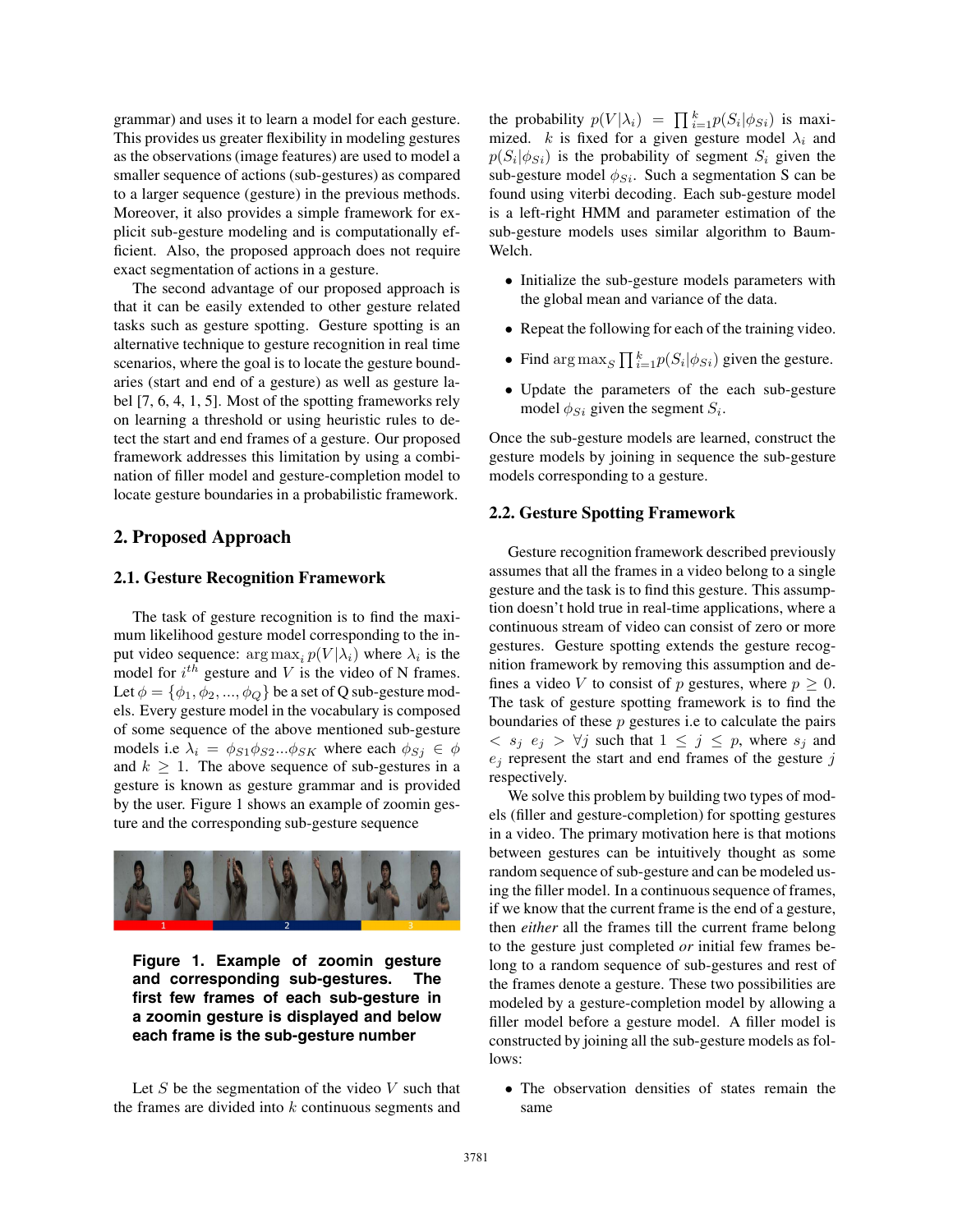grammar) and uses it to learn a model for each gesture. This provides us greater flexibility in modeling gestures as the observations (image features) are used to model a smaller sequence of actions (sub-gestures) as compared to a larger sequence (gesture) in the previous methods. Moreover, it also provides a simple framework for explicit sub-gesture modeling and is computationally efficient. Also, the proposed approach does not require exact segmentation of actions in a gesture.

The second advantage of our proposed approach is that it can be easily extended to other gesture related tasks such as gesture spotting. Gesture spotting is an alternative technique to gesture recognition in real time scenarios, where the goal is to locate the gesture boundaries (start and end of a gesture) as well as gesture label [7, 6, 4, 1, 5]. Most of the spotting frameworks rely on learning a threshold or using heuristic rules to detect the start and end frames of a gesture. Our proposed framework addresses this limitation by using a combination of filler model and gesture-completion model to locate gesture boundaries in a probabilistic framework.

## 2. Proposed Approach

### 2.1. Gesture Recognition Framework

The task of gesture recognition is to find the maximum likelihood gesture model corresponding to the input video sequence: $\arg\max_i p(V|\lambda_i)$ where $\lambda_i$ is the model for $i^{th}$ gesture and $V$ is the video of N frames. Let $\phi = \{\phi_1, \phi_2, ..., \phi_Q\}$ be a set of Q sub-gesture models. Every gesture model in the vocabulary is composed of some sequence of the above mentioned sub-gesture models i.e $\lambda_i = \phi_{S1}\phi_{S2}...\phi_{SK}$ where each $\phi_{Sj} \in \phi$ and $k \geq 1$. The above sequence of sub-gestures in a gesture is known as gesture grammar and is provided by the user. Figure 1 shows an example of zoomin gesture and the corresponding sub-gesture sequence

**Figure 1. Example of zoomin gesture and corresponding sub-gestures. The first few frames of each sub-gesture in a zoomin gesture is displayed and below each frame is the sub-gesture number**

Let $S$ be the segmentation of the video $V$ such that the frames are divided into $k$ continuous segments and the probability $p(V|\lambda_i) = \prod_{i=1}^{k} p(S_i|\phi_{Si})$ is maximized. $k$ is fixed for a given gesture model $\lambda_i$ and $p(S_i|\phi_{Si})$ is the probability of segment $S_i$ given the sub-gesture model $\phi_{Si}$. Such a segmentation S can be found using viterbi decoding. Each sub-gesture model is a left-right HMM and parameter estimation of the sub-gesture models uses similar algorithm to Baum-Welch.

- Initialize the sub-gesture models parameters with the global mean and variance of the data.
- Repeat the following for each of the training video.
- Find $\arg\max_S \prod_{i=1}^{k} p(S_i|\phi_{Si})$ given the gesture.
- Update the parameters of the each sub-gesture model $\phi_{Si}$ given the segment $S_i$.

Once the sub-gesture models are learned, construct the gesture models by joining in sequence the sub-gesture models corresponding to a gesture.

### 2.2. Gesture Spotting Framework

Gesture recognition framework described previously assumes that all the frames in a video belong to a single gesture and the task is to find this gesture. This assumption doesn't hold true in real-time applications, where a continuous stream of video can consist of zero or more gestures. Gesture spotting extends the gesture recognition framework by removing this assumption and defines a video $V$ to consist of $p$ gestures, where $p \geq 0$. The task of gesture spotting framework is to find the boundaries of these $p$ gestures i.e to calculate the pairs $< s_j \ e_j > \forall j$ such that $1 \leq j \leq p$, where $s_j$ and $e_j$ represent the start and end frames of the gesture $j$ respectively.

We solve this problem by building two types of models (filler and gesture-completion) for spotting gestures in a video. The primary motivation here is that motions between gestures can be intuitively thought as some random sequence of sub-gesture and can be modeled using the filler model. In a continuous sequence of frames, if we know that the current frame is the end of a gesture, then *either* all the frames till the current frame belong to the gesture just completed *or* initial few frames belong to a random sequence of sub-gestures and rest of the frames denote a gesture. These two possibilities are modeled by a gesture-completion model by allowing a filler model before a gesture model. A filler model is constructed by joining all the sub-gesture models as follows:

- The observation densities of states remain the same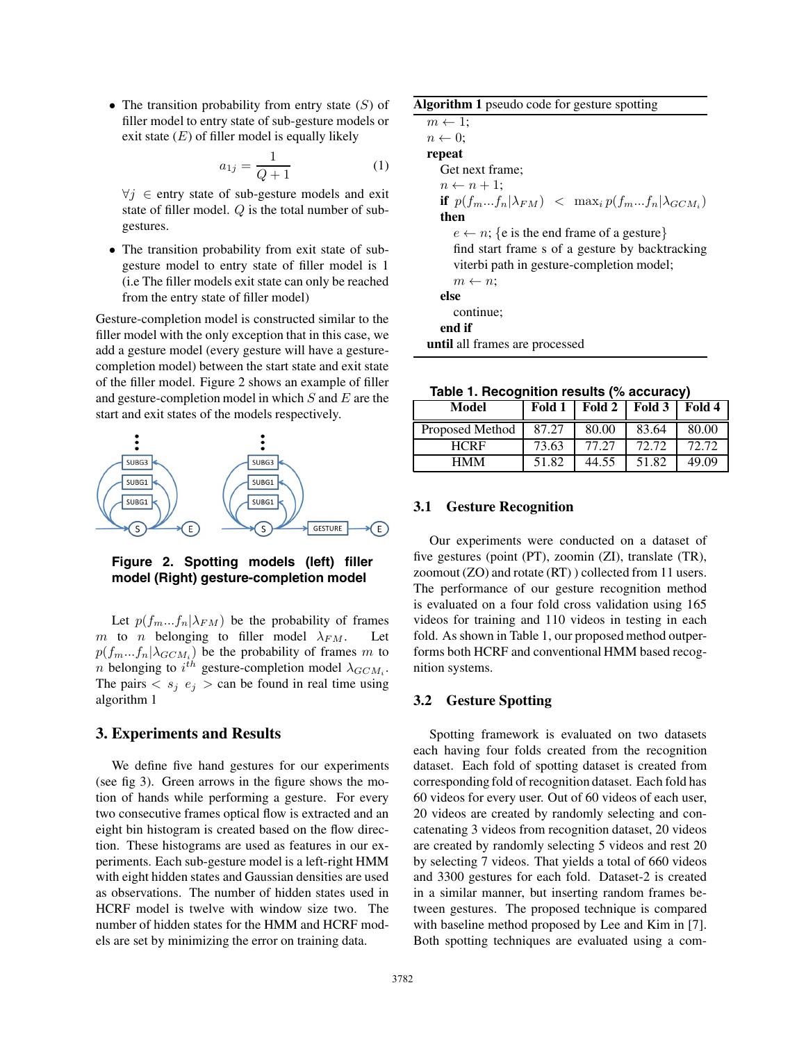- The transition probability from entry state ($S$) of filler model to entry state of sub-gesture models or exit state ($E$) of filler model is equally likely

$$a_{1j} = \frac{1}{Q+1} \quad (1)$$

$\forall j \in$ entry state of sub-gesture models and exit state of filler model. $Q$ is the total number of sub-gestures.

- The transition probability from exit state of sub-gesture model to entry state of filler model is 1 (i.e The filler models exit state can only be reached from the entry state of filler model)

Gesture-completion model is constructed similar to the filler model with the only exception that in this case, we add a gesture model (every gesture will have a gesture-completion model) between the start state and exit state of the filler model. Figure 2 shows an example of filler and gesture-completion model in which $S$ and $E$ are the start and exit states of the models respectively.

**Figure 2. Spotting models (left) filler model (Right) gesture-completion model**

Let $p(f_m...f_n|\lambda_{FM})$ be the probability of frames $m$ to $n$ belonging to filler model $\lambda_{FM}$. Let $p(f_m...f_n|\lambda_{GCM_i})$ be the probability of frames $m$ to $n$ belonging to $i^{th}$ gesture-completion model $\lambda_{GCM_i}$. The pairs $< s_j \; e_j >$ can be found in real time using algorithm 1

## 3. Experiments and Results

We define five hand gestures for our experiments (see fig 3). Green arrows in the figure shows the motion of hands while performing a gesture. For every two consecutive frames optical flow is extracted and an eight bin histogram is created based on the flow direction. These histograms are used as features in our experiments. Each sub-gesture model is a left-right HMM with eight hidden states and Gaussian densities are used as observations. The number of hidden states used in HCRF model is twelve with window size two. The number of hidden states for the HMM and HCRF models are set by minimizing the error on training data.

**Algorithm 1** pseudo code for gesture spotting

$m \leftarrow 1$;
$n \leftarrow 0$;
**repeat**
  Get next frame;
  $n \leftarrow n + 1$;
  **if** $p(f_m...f_n|\lambda_{FM}) < \max_i p(f_m...f_n|\lambda_{GCM_i})$ **then**
    $e \leftarrow n$; {e is the end frame of a gesture}
    find start frame s of a gesture by backtracking viterbi path in gesture-completion model;
    $m \leftarrow n$;
  **else**
    continue;
  **end if**
**until** all frames are processed

**Table 1. Recognition results (% accuracy)**

| Model | Fold 1 | Fold 2 | Fold 3 | Fold 4 |
|---|---|---|---|---|
| Proposed Method | 87.27 | 80.00 | 83.64 | 80.00 |
| HCRF | 73.63 | 77.27 | 72.72 | 72.72 |
| HMM | 51.82 | 44.55 | 51.82 | 49.09 |

### 3.1 Gesture Recognition

Our experiments were conducted on a dataset of five gestures (point (PT), zoomin (ZI), translate (TR), zoomout (ZO) and rotate (RT) ) collected from 11 users. The performance of our gesture recognition method is evaluated on a four fold cross validation using 165 videos for training and 110 videos in testing in each fold. As shown in Table 1, our proposed method outperforms both HCRF and conventional HMM based recognition systems.

### 3.2 Gesture Spotting

Spotting framework is evaluated on two datasets each having four folds created from the recognition dataset. Each fold of spotting dataset is created from corresponding fold of recognition dataset. Each fold has 60 videos for every user. Out of 60 videos of each user, 20 videos are created by randomly selecting and concatenating 3 videos from recognition dataset, 20 videos are created by randomly selecting 5 videos and rest 20 by selecting 7 videos. That yields a total of 660 videos and 3300 gestures for each fold. Dataset-2 is created in a similar manner, but inserting random frames between gestures. The proposed technique is compared with baseline method proposed by Lee and Kim in [7]. Both spotting techniques are evaluated using a com-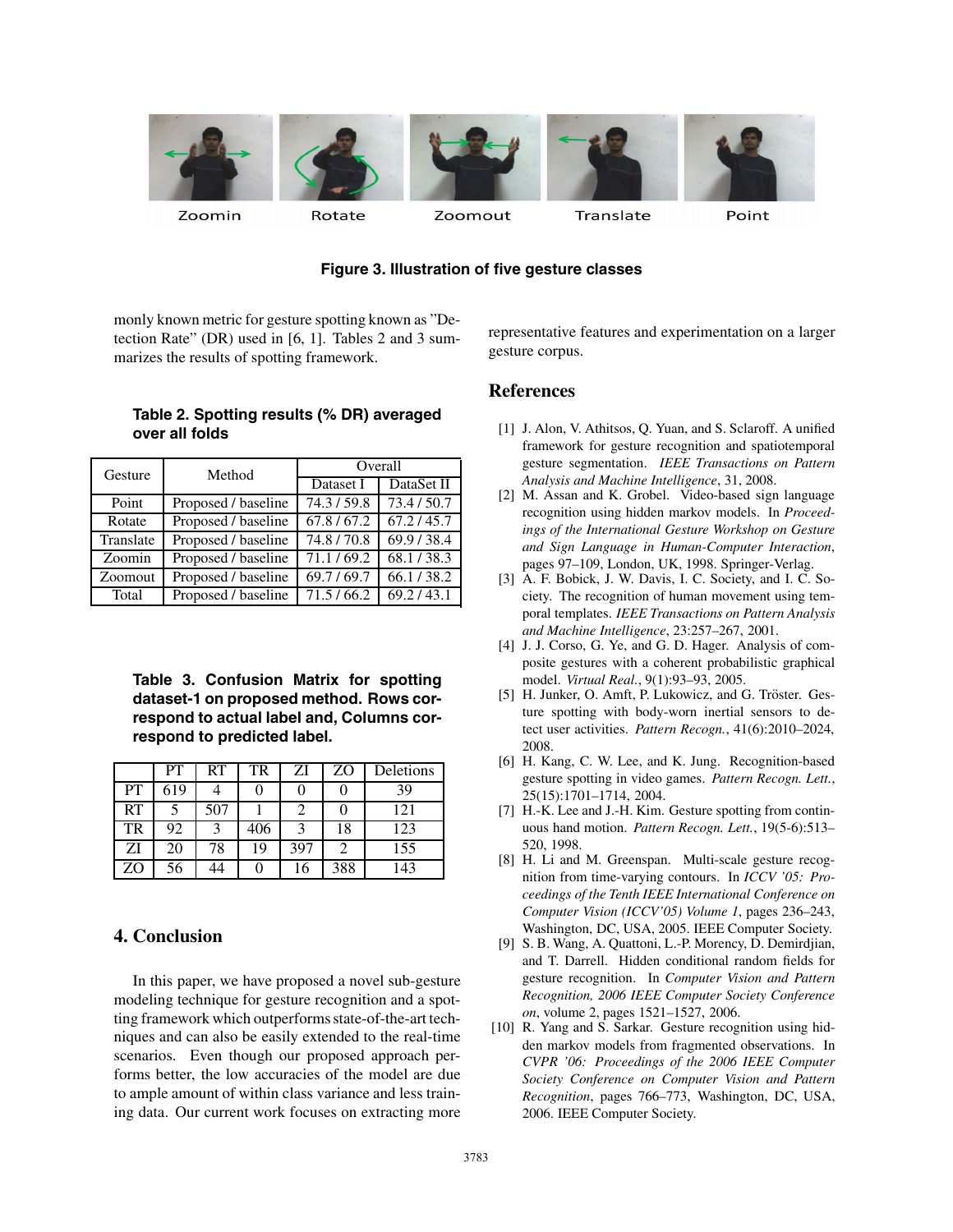Zoomin Rotate Zoomout Translate Point

**Figure 3. Illustration of five gesture classes**

monly known metric for gesture spotting known as "Detection Rate" (DR) used in [6, 1]. Tables 2 and 3 summarizes the results of spotting framework.

**Table 2. Spotting results (% DR) averaged over all folds**

| Gesture | Method | Overall | |
|---|---|---|---|
| | | Dataset I | DataSet II |
| Point | Proposed / baseline | 74.3 / 59.8 | 73.4 / 50.7 |
| Rotate | Proposed / baseline | 67.8 / 67.2 | 67.2 / 45.7 |
| Translate | Proposed / baseline | 74.8 / 70.8 | 69.9 / 38.4 |
| Zoomin | Proposed / baseline | 71.1 / 69.2 | 68.1 / 38.3 |
| Zoomout | Proposed / baseline | 69.7 / 69.7 | 66.1 / 38.2 |
| Total | Proposed / baseline | 71.5 / 66.2 | 69.2 / 43.1 |

**Table 3. Confusion Matrix for spotting dataset-1 on proposed method. Rows correspond to actual label and, Columns correspond to predicted label.**

| | PT | RT | TR | ZI | ZO | Deletions |
|---|---|---|---|---|---|---|
| PT | 619 | 4 | 0 | 0 | 0 | 39 |
| RT | 5 | 507 | 1 | 2 | 0 | 121 |
| TR | 92 | 3 | 406 | 3 | 18 | 123 |
| ZI | 20 | 78 | 19 | 397 | 2 | 155 |
| ZO | 56 | 44 | 0 | 16 | 388 | 143 |

## 4. Conclusion

In this paper, we have proposed a novel sub-gesture modeling technique for gesture recognition and a spotting framework which outperforms state-of-the-art techniques and can also be easily extended to the real-time scenarios. Even though our proposed approach performs better, the low accuracies of the model are due to ample amount of within class variance and less training data. Our current work focuses on extracting more representative features and experimentation on a larger gesture corpus.

## References

[1] J. Alon, V. Athitsos, Q. Yuan, and S. Sclaroff. A unified framework for gesture recognition and spatiotemporal gesture segmentation. *IEEE Transactions on Pattern Analysis and Machine Intelligence*, 31, 2008.

[2] M. Assan and K. Grobel. Video-based sign language recognition using hidden markov models. In *Proceedings of the International Gesture Workshop on Gesture and Sign Language in Human-Computer Interaction*, pages 97–109, London, UK, 1998. Springer-Verlag.

[3] A. F. Bobick, J. W. Davis, I. C. Society, and I. C. Society. The recognition of human movement using temporal templates. *IEEE Transactions on Pattern Analysis and Machine Intelligence*, 23:257–267, 2001.

[4] J. J. Corso, G. Ye, and G. D. Hager. Analysis of composite gestures with a coherent probabilistic graphical model. *Virtual Real.*, 9(1):93–93, 2005.

[5] H. Junker, O. Amft, P. Lukowicz, and G. Tröster. Gesture spotting with body-worn inertial sensors to detect user activities. *Pattern Recogn.*, 41(6):2010–2024, 2008.

[6] H. Kang, C. W. Lee, and K. Jung. Recognition-based gesture spotting in video games. *Pattern Recogn. Lett.*, 25(15):1701–1714, 2004.

[7] H.-K. Lee and J.-H. Kim. Gesture spotting from continuous hand motion. *Pattern Recogn. Lett.*, 19(5-6):513–520, 1998.

[8] H. Li and M. Greenspan. Multi-scale gesture recognition from time-varying contours. In *ICCV '05: Proceedings of the Tenth IEEE International Conference on Computer Vision (ICCV'05) Volume 1*, pages 236–243, Washington, DC, USA, 2005. IEEE Computer Society.

[9] S. B. Wang, A. Quattoni, L.-P. Morency, D. Demirdjian, and T. Darrell. Hidden conditional random fields for gesture recognition. In *Computer Vision and Pattern Recognition, 2006 IEEE Computer Society Conference on*, volume 2, pages 1521–1527, 2006.

[10] R. Yang and S. Sarkar. Gesture recognition using hidden markov models from fragmented observations. In *CVPR '06: Proceedings of the 2006 IEEE Computer Society Conference on Computer Vision and Pattern Recognition*, pages 766–773, Washington, DC, USA, 2006. IEEE Computer Society.